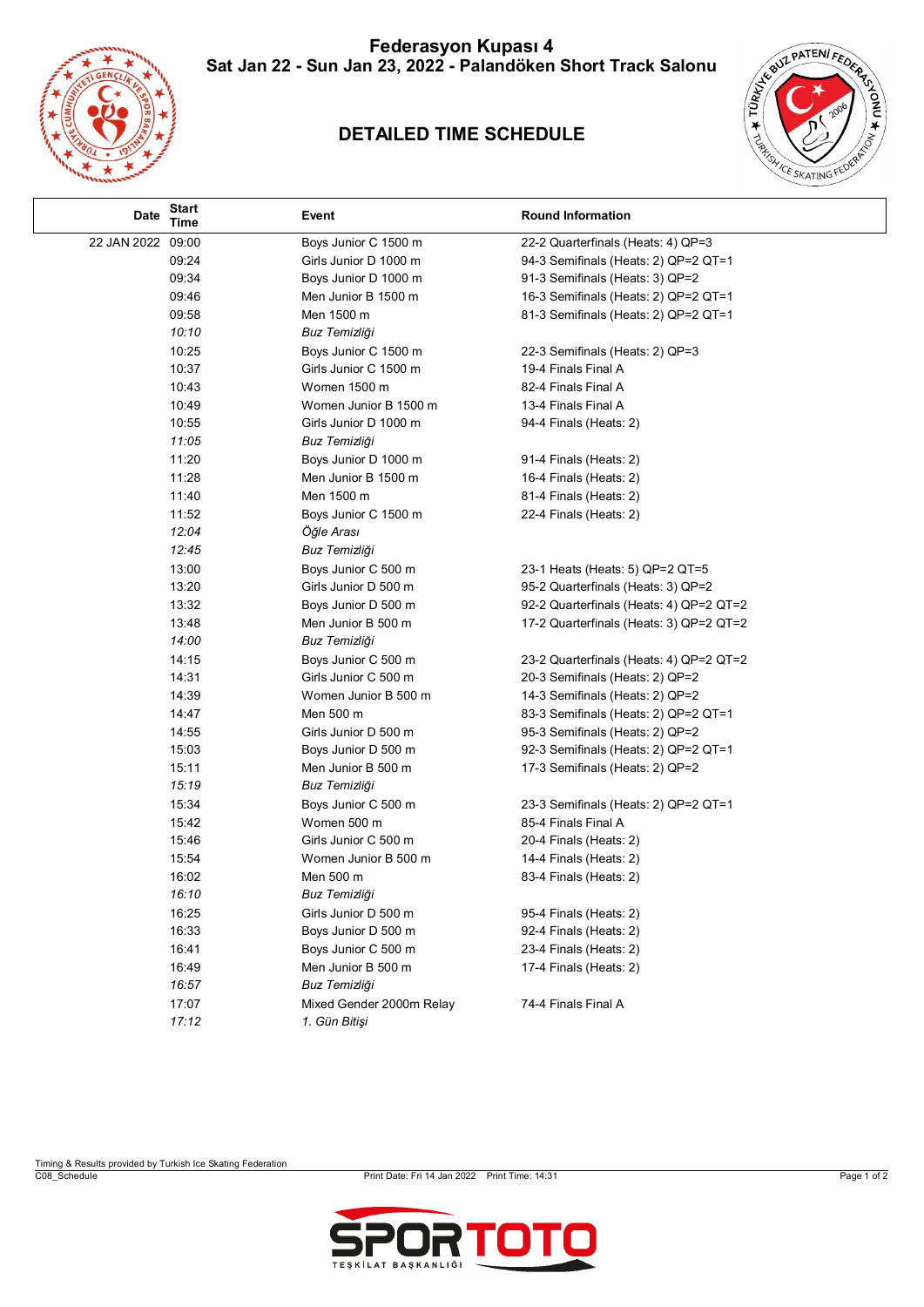# Federasyon Kupası 4

## Sat Jan 22 - Sun Jan 23, 2022 - Palandöken Short Track Salonu

## DETAILED TIME SCHEDULE

| Date | Start Time | Event | Round Information |
|---|---|---|---|
| 22 JAN 2022 | 09:00 | Boys Junior C 1500 m | 22-2 Quarterfinals (Heats: 4) QP=3 |
| | 09:24 | Girls Junior D 1000 m | 94-3 Semifinals (Heats: 2) QP=2 QT=1 |
| | 09:34 | Boys Junior D 1000 m | 91-3 Semifinals (Heats: 3) QP=2 |
| | 09:46 | Men Junior B 1500 m | 16-3 Semifinals (Heats: 2) QP=2 QT=1 |
| | 09:58 | Men 1500 m | 81-3 Semifinals (Heats: 2) QP=2 QT=1 |
| | *10:10* | *Buz Temizliği* | |
| | 10:25 | Boys Junior C 1500 m | 22-3 Semifinals (Heats: 2) QP=3 |
| | 10:37 | Girls Junior C 1500 m | 19-4 Finals Final A |
| | 10:43 | Women 1500 m | 82-4 Finals Final A |
| | 10:49 | Women Junior B 1500 m | 13-4 Finals Final A |
| | 10:55 | Girls Junior D 1000 m | 94-4 Finals (Heats: 2) |
| | *11:05* | *Buz Temizliği* | |
| | 11:20 | Boys Junior D 1000 m | 91-4 Finals (Heats: 2) |
| | 11:28 | Men Junior B 1500 m | 16-4 Finals (Heats: 2) |
| | 11:40 | Men 1500 m | 81-4 Finals (Heats: 2) |
| | 11:52 | Boys Junior C 1500 m | 22-4 Finals (Heats: 2) |
| | *12:04* | *Öğle Arası* | |
| | *12:45* | *Buz Temizliği* | |
| | 13:00 | Boys Junior C 500 m | 23-1 Heats (Heats: 5) QP=2 QT=5 |
| | 13:20 | Girls Junior D 500 m | 95-2 Quarterfinals (Heats: 3) QP=2 |
| | 13:32 | Boys Junior D 500 m | 92-2 Quarterfinals (Heats: 4) QP=2 QT=2 |
| | 13:48 | Men Junior B 500 m | 17-2 Quarterfinals (Heats: 3) QP=2 QT=2 |
| | *14:00* | *Buz Temizliği* | |
| | 14:15 | Boys Junior C 500 m | 23-2 Quarterfinals (Heats: 4) QP=2 QT=2 |
| | 14:31 | Girls Junior C 500 m | 20-3 Semifinals (Heats: 2) QP=2 |
| | 14:39 | Women Junior B 500 m | 14-3 Semifinals (Heats: 2) QP=2 |
| | 14:47 | Men 500 m | 83-3 Semifinals (Heats: 2) QP=2 QT=1 |
| | 14:55 | Girls Junior D 500 m | 95-3 Semifinals (Heats: 2) QP=2 |
| | 15:03 | Boys Junior D 500 m | 92-3 Semifinals (Heats: 2) QP=2 QT=1 |
| | 15:11 | Men Junior B 500 m | 17-3 Semifinals (Heats: 2) QP=2 |
| | *15:19* | *Buz Temizliği* | |
| | 15:34 | Boys Junior C 500 m | 23-3 Semifinals (Heats: 2) QP=2 QT=1 |
| | 15:42 | Women 500 m | 85-4 Finals Final A |
| | 15:46 | Girls Junior C 500 m | 20-4 Finals (Heats: 2) |
| | 15:54 | Women Junior B 500 m | 14-4 Finals (Heats: 2) |
| | 16:02 | Men 500 m | 83-4 Finals (Heats: 2) |
| | *16:10* | *Buz Temizliği* | |
| | 16:25 | Girls Junior D 500 m | 95-4 Finals (Heats: 2) |
| | 16:33 | Boys Junior D 500 m | 92-4 Finals (Heats: 2) |
| | 16:41 | Boys Junior C 500 m | 23-4 Finals (Heats: 2) |
| | 16:49 | Men Junior B 500 m | 17-4 Finals (Heats: 2) |
| | *16:57* | *Buz Temizliği* | |
| | 17:07 | Mixed Gender 2000m Relay | 74-4 Finals Final A |
| | *17:12* | *1. Gün Bitişi* | |

Timing & Results provided by Turkish Ice Skating Federation

C08_Schedule Print Date: Fri 14 Jan 2022 Print Time: 14:31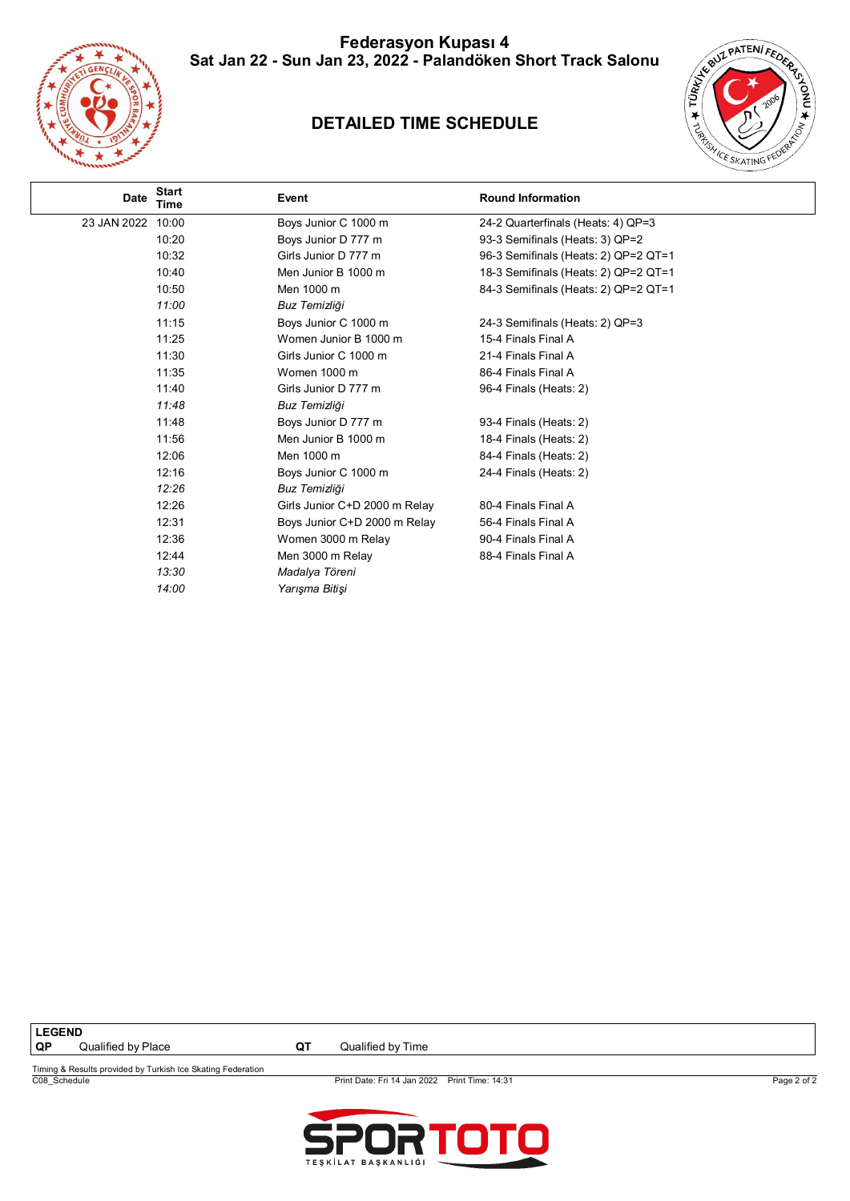# Federasyon Kupası 4

## Sat Jan 22 - Sun Jan 23, 2022 - Palandöken Short Track Salonu

## DETAILED TIME SCHEDULE

| Date | Start Time | Event | Round Information |
|---|---|---|---|
| 23 JAN 2022 | 10:00 | Boys Junior C 1000 m | 24-2 Quarterfinals (Heats: 4) QP=3 |
| | 10:20 | Boys Junior D 777 m | 93-3 Semifinals (Heats: 3) QP=2 |
| | 10:32 | Girls Junior D 777 m | 96-3 Semifinals (Heats: 2) QP=2 QT=1 |
| | 10:40 | Men Junior B 1000 m | 18-3 Semifinals (Heats: 2) QP=2 QT=1 |
| | 10:50 | Men 1000 m | 84-3 Semifinals (Heats: 2) QP=2 QT=1 |
| | *11:00* | *Buz Temizliği* | |
| | 11:15 | Boys Junior C 1000 m | 24-3 Semifinals (Heats: 2) QP=3 |
| | 11:25 | Women Junior B 1000 m | 15-4 Finals Final A |
| | 11:30 | Girls Junior C 1000 m | 21-4 Finals Final A |
| | 11:35 | Women 1000 m | 86-4 Finals Final A |
| | 11:40 | Girls Junior D 777 m | 96-4 Finals (Heats: 2) |
| | *11:48* | *Buz Temizliği* | |
| | 11:48 | Boys Junior D 777 m | 93-4 Finals (Heats: 2) |
| | 11:56 | Men Junior B 1000 m | 18-4 Finals (Heats: 2) |
| | 12:06 | Men 1000 m | 84-4 Finals (Heats: 2) |
| | 12:16 | Boys Junior C 1000 m | 24-4 Finals (Heats: 2) |
| | *12:26* | *Buz Temizliği* | |
| | 12:26 | Girls Junior C+D 2000 m Relay | 80-4 Finals Final A |
| | 12:31 | Boys Junior C+D 2000 m Relay | 56-4 Finals Final A |
| | 12:36 | Women 3000 m Relay | 90-4 Finals Final A |
| | 12:44 | Men 3000 m Relay | 88-4 Finals Final A |
| | *13:30* | *Madalya Töreni* | |
| | *14:00* | *Yarışma Bitişi* | |

**LEGEND**

| | | | |
|---|---|---|---|
| **QP** | Qualified by Place | **QT** | Qualified by Time |

Timing & Results provided by Turkish Ice Skating Federation

C08_Schedule    Print Date: Fri 14 Jan 2022    Print Time: 14:31